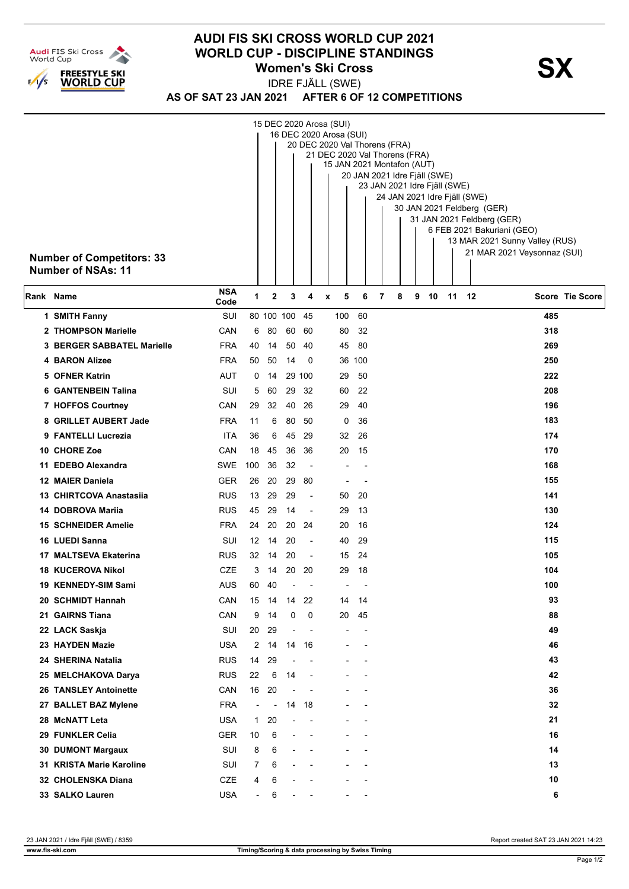# AUDI FIS SKI CROSS WORLD CUP 2021
## WORLD CUP - DISCIPLINE STANDINGS
### Women's Ski Cross

**SX**

IDRE FJÄLL (SWE)

**AS OF SAT 23 JAN 2021 AFTER 6 OF 12 COMPETITIONS**

1. 15 DEC 2020 Arosa (SUI)
2. 16 DEC 2020 Arosa (SUI)
3. 20 DEC 2020 Val Thorens (FRA)
4. 21 DEC 2020 Val Thorens (FRA)
x. 15 JAN 2021 Montafon (AUT)
5. 20 JAN 2021 Idre Fjäll (SWE)
6. 23 JAN 2021 Idre Fjäll (SWE)
7. 24 JAN 2021 Idre Fjäll (SWE)
8. 30 JAN 2021 Feldberg (GER)
9. 31 JAN 2021 Feldberg (GER)
10. 6 FEB 2021 Bakuriani (GEO)
11. 13 MAR 2021 Sunny Valley (RUS)
12. 21 MAR 2021 Veysonnaz (SUI)

**Number of Competitors: 33**
**Number of NSAs: 11**

| Rank | Name | NSA Code | 1 | 2 | 3 | 4 | x | 5 | 6 | 7 | 8 | 9 | 10 | 11 | 12 | Score | Tie Score |
|---|---|---|---|---|---|---|---|---|---|---|---|---|---|---|---|---|---|
| 1 | SMITH Fanny | SUI | 80 | 100 | 100 | 45 | | 100 | 60 | | | | | | | 485 | |
| 2 | THOMPSON Marielle | CAN | 6 | 80 | 60 | 60 | | 80 | 32 | | | | | | | 318 | |
| 3 | BERGER SABBATEL Marielle | FRA | 40 | 14 | 50 | 40 | | 45 | 80 | | | | | | | 269 | |
| 4 | BARON Alizee | FRA | 50 | 50 | 14 | 0 | | 36 | 100 | | | | | | | 250 | |
| 5 | OFNER Katrin | AUT | 0 | 14 | 29 | 100 | | 29 | 50 | | | | | | | 222 | |
| 6 | GANTENBEIN Talina | SUI | 5 | 60 | 29 | 32 | | 60 | 22 | | | | | | | 208 | |
| 7 | HOFFOS Courtney | CAN | 29 | 32 | 40 | 26 | | 29 | 40 | | | | | | | 196 | |
| 8 | GRILLET AUBERT Jade | FRA | 11 | 6 | 80 | 50 | | 0 | 36 | | | | | | | 183 | |
| 9 | FANTELLI Lucrezia | ITA | 36 | 6 | 45 | 29 | | 32 | 26 | | | | | | | 174 | |
| 10 | CHORE Zoe | CAN | 18 | 45 | 36 | 36 | | 20 | 15 | | | | | | | 170 | |
| 11 | EDEBO Alexandra | SWE | 100 | 36 | 32 | - | | - | - | | | | | | | 168 | |
| 12 | MAIER Daniela | GER | 26 | 20 | 29 | 80 | | - | - | | | | | | | 155 | |
| 13 | CHIRTCOVA Anastasiia | RUS | 13 | 29 | 29 | - | | 50 | 20 | | | | | | | 141 | |
| 14 | DOBROVA Mariia | RUS | 45 | 29 | 14 | - | | 29 | 13 | | | | | | | 130 | |
| 15 | SCHNEIDER Amelie | FRA | 24 | 20 | 20 | 24 | | 20 | 16 | | | | | | | 124 | |
| 16 | LUEDI Sanna | SUI | 12 | 14 | 20 | - | | 40 | 29 | | | | | | | 115 | |
| 17 | MALTSEVA Ekaterina | RUS | 32 | 14 | 20 | - | | 15 | 24 | | | | | | | 105 | |
| 18 | KUCEROVA Nikol | CZE | 3 | 14 | 20 | 20 | | 29 | 18 | | | | | | | 104 | |
| 19 | KENNEDY-SIM Sami | AUS | 60 | 40 | - | - | | - | - | | | | | | | 100 | |
| 20 | SCHMIDT Hannah | CAN | 15 | 14 | 14 | 22 | | 14 | 14 | | | | | | | 93 | |
| 21 | GAIRNS Tiana | CAN | 9 | 14 | 0 | 0 | | 20 | 45 | | | | | | | 88 | |
| 22 | LACK Saskja | SUI | 20 | 29 | - | - | | - | - | | | | | | | 49 | |
| 23 | HAYDEN Mazie | USA | 2 | 14 | 14 | 16 | | - | - | | | | | | | 46 | |
| 24 | SHERINA Natalia | RUS | 14 | 29 | - | - | | - | - | | | | | | | 43 | |
| 25 | MELCHAKOVA Darya | RUS | 22 | 6 | 14 | - | | - | - | | | | | | | 42 | |
| 26 | TANSLEY Antoinette | CAN | 16 | 20 | - | - | | - | - | | | | | | | 36 | |
| 27 | BALLET BAZ Mylene | FRA | - | - | 14 | 18 | | - | - | | | | | | | 32 | |
| 28 | McNATT Leta | USA | 1 | 20 | - | - | | - | - | | | | | | | 21 | |
| 29 | FUNKLER Celia | GER | 10 | 6 | - | - | | - | - | | | | | | | 16 | |
| 30 | DUMONT Margaux | SUI | 8 | 6 | - | - | | - | - | | | | | | | 14 | |
| 31 | KRISTA Marie Karoline | SUI | 7 | 6 | - | - | | - | - | | | | | | | 13 | |
| 32 | CHOLENSKA Diana | CZE | 4 | 6 | - | - | | - | - | | | | | | | 10 | |
| 33 | SALKO Lauren | USA | - | 6 | - | - | | - | - | | | | | | | 6 | |

23 JAN 2021 / Idre Fjäll (SWE) / 8359 — Report created SAT 23 JAN 2021 14:23

www.fis-ski.com — Timing/Scoring & data processing by Swiss Timing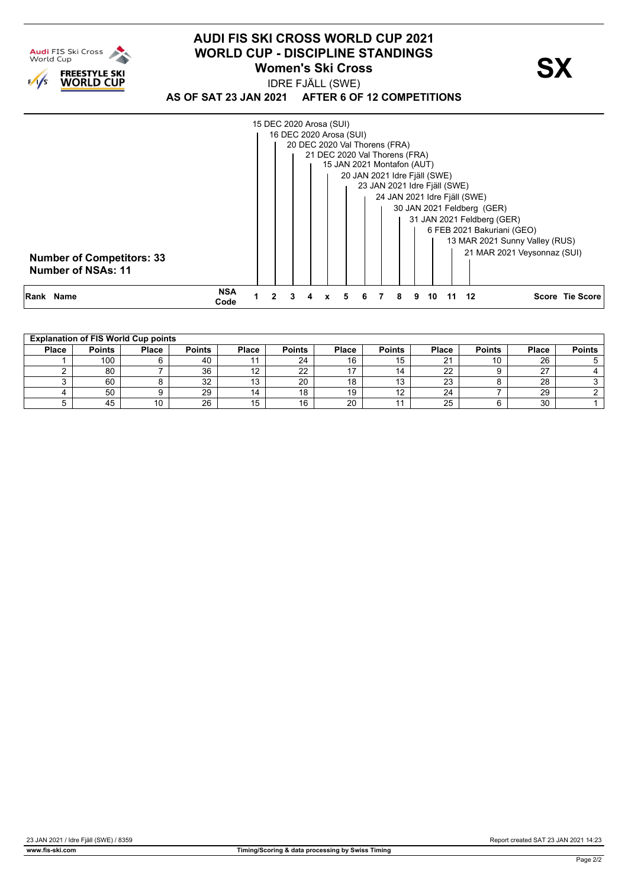# AUDI FIS SKI CROSS WORLD CUP 2021
## WORLD CUP - DISCIPLINE STANDINGS
### Women's Ski Cross

IDRE FJÄLL (SWE)

**AS OF SAT 23 JAN 2021 AFTER 6 OF 12 COMPETITIONS**

**SX**

15 DEC 2020 Arosa (SUI)
16 DEC 2020 Arosa (SUI)
20 DEC 2020 Val Thorens (FRA)
21 DEC 2020 Val Thorens (FRA)
15 JAN 2021 Montafon (AUT)
20 JAN 2021 Idre Fjäll (SWE)
23 JAN 2021 Idre Fjäll (SWE)
24 JAN 2021 Idre Fjäll (SWE)
30 JAN 2021 Feldberg (GER)
31 JAN 2021 Feldberg (GER)
6 FEB 2021 Bakuriani (GEO)
13 MAR 2021 Sunny Valley (RUS)
21 MAR 2021 Veysonnaz (SUI)

**Number of Competitors: 33**
**Number of NSAs: 11**

| Rank | Name | NSA Code | 1 | 2 | 3 | 4 | x | 5 | 6 | 7 | 8 | 9 | 10 | 11 | 12 | Score | Tie Score |
|---|---|---|---|---|---|---|---|---|---|---|---|---|---|---|---|---|---|

**Explanation of FIS World Cup points**

| Place | Points | Place | Points | Place | Points | Place | Points | Place | Points | Place | Points |
|---|---|---|---|---|---|---|---|---|---|---|---|
| 1 | 100 | 6 | 40 | 11 | 24 | 16 | 15 | 21 | 10 | 26 | 5 |
| 2 | 80 | 7 | 36 | 12 | 22 | 17 | 14 | 22 | 9 | 27 | 4 |
| 3 | 60 | 8 | 32 | 13 | 20 | 18 | 13 | 23 | 8 | 28 | 3 |
| 4 | 50 | 9 | 29 | 14 | 18 | 19 | 12 | 24 | 7 | 29 | 2 |
| 5 | 45 | 10 | 26 | 15 | 16 | 20 | 11 | 25 | 6 | 30 | 1 |

23 JAN 2021 / Idre Fjäll (SWE) / 8359

Report created SAT 23 JAN 2021 14:23

www.fis-ski.com

Timing/Scoring & data processing by Swiss Timing